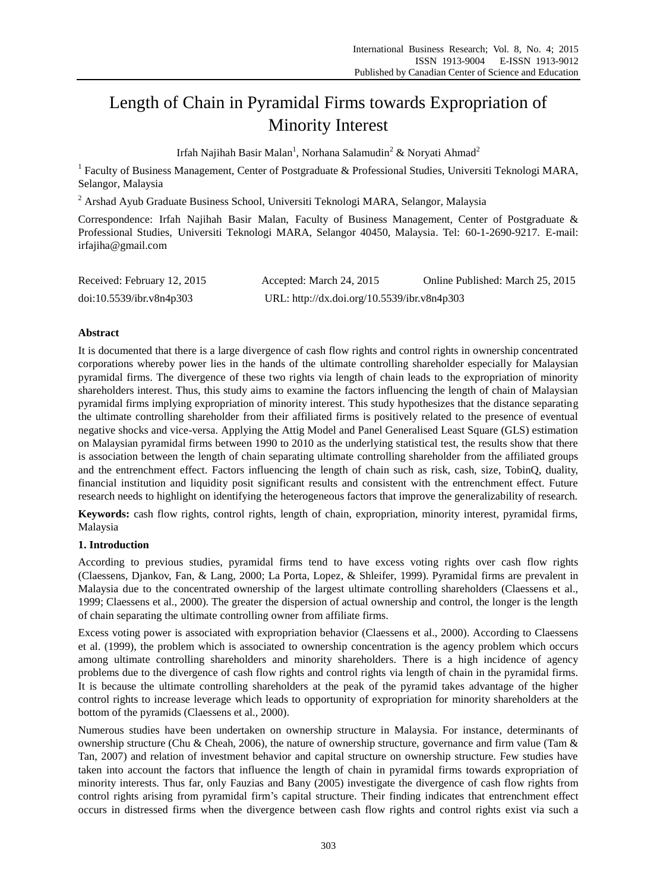# Length of Chain in Pyramidal Firms towards Expropriation of Minority Interest

Irfah Najihah Basir Malan[1], Norhana Salamudin[2] & Noryati Ahmad[2]

[1] Faculty of Business Management, Center of Postgraduate & Professional Studies, Universiti Teknologi MARA, Selangor, Malaysia

[2] Arshad Ayub Graduate Business School, Universiti Teknologi MARA, Selangor, Malaysia

Correspondence: Irfah Najihah Basir Malan, Faculty of Business Management, Center of Postgraduate & Professional Studies, Universiti Teknologi MARA, Selangor 40450, Malaysia. Tel: 60-1-2690-9217. E-mail: irfajiha@gmail.com

Received: February 12, 2015 Accepted: March 24, 2015 Online Published: March 25, 2015

doi:10.5539/ibr.v8n4p303 URL: http://dx.doi.org/10.5539/ibr.v8n4p303

## Abstract

It is documented that there is a large divergence of cash flow rights and control rights in ownership concentrated corporations whereby power lies in the hands of the ultimate controlling shareholder especially for Malaysian pyramidal firms. The divergence of these two rights via length of chain leads to the expropriation of minority shareholders interest. Thus, this study aims to examine the factors influencing the length of chain of Malaysian pyramidal firms implying expropriation of minority interest. This study hypothesizes that the distance separating the ultimate controlling shareholder from their affiliated firms is positively related to the presence of eventual negative shocks and vice-versa. Applying the Attig Model and Panel Generalised Least Square (GLS) estimation on Malaysian pyramidal firms between 1990 to 2010 as the underlying statistical test, the results show that there is association between the length of chain separating ultimate controlling shareholder from the affiliated groups and the entrenchment effect. Factors influencing the length of chain such as risk, cash, size, TobinQ, duality, financial institution and liquidity posit significant results and consistent with the entrenchment effect. Future research needs to highlight on identifying the heterogeneous factors that improve the generalizability of research.

**Keywords:** cash flow rights, control rights, length of chain, expropriation, minority interest, pyramidal firms, Malaysia

## 1. Introduction

According to previous studies, pyramidal firms tend to have excess voting rights over cash flow rights (Claessens, Djankov, Fan, & Lang, 2000; La Porta, Lopez, & Shleifer, 1999). Pyramidal firms are prevalent in Malaysia due to the concentrated ownership of the largest ultimate controlling shareholders (Claessens et al., 1999; Claessens et al., 2000). The greater the dispersion of actual ownership and control, the longer is the length of chain separating the ultimate controlling owner from affiliate firms.

Excess voting power is associated with expropriation behavior (Claessens et al., 2000). According to Claessens et al. (1999), the problem which is associated to ownership concentration is the agency problem which occurs among ultimate controlling shareholders and minority shareholders. There is a high incidence of agency problems due to the divergence of cash flow rights and control rights via length of chain in the pyramidal firms. It is because the ultimate controlling shareholders at the peak of the pyramid takes advantage of the higher control rights to increase leverage which leads to opportunity of expropriation for minority shareholders at the bottom of the pyramids (Claessens et al., 2000).

Numerous studies have been undertaken on ownership structure in Malaysia. For instance, determinants of ownership structure (Chu & Cheah, 2006), the nature of ownership structure, governance and firm value (Tam & Tan, 2007) and relation of investment behavior and capital structure on ownership structure. Few studies have taken into account the factors that influence the length of chain in pyramidal firms towards expropriation of minority interests. Thus far, only Fauzias and Bany (2005) investigate the divergence of cash flow rights from control rights arising from pyramidal firm's capital structure. Their finding indicates that entrenchment effect occurs in distressed firms when the divergence between cash flow rights and control rights exist via such a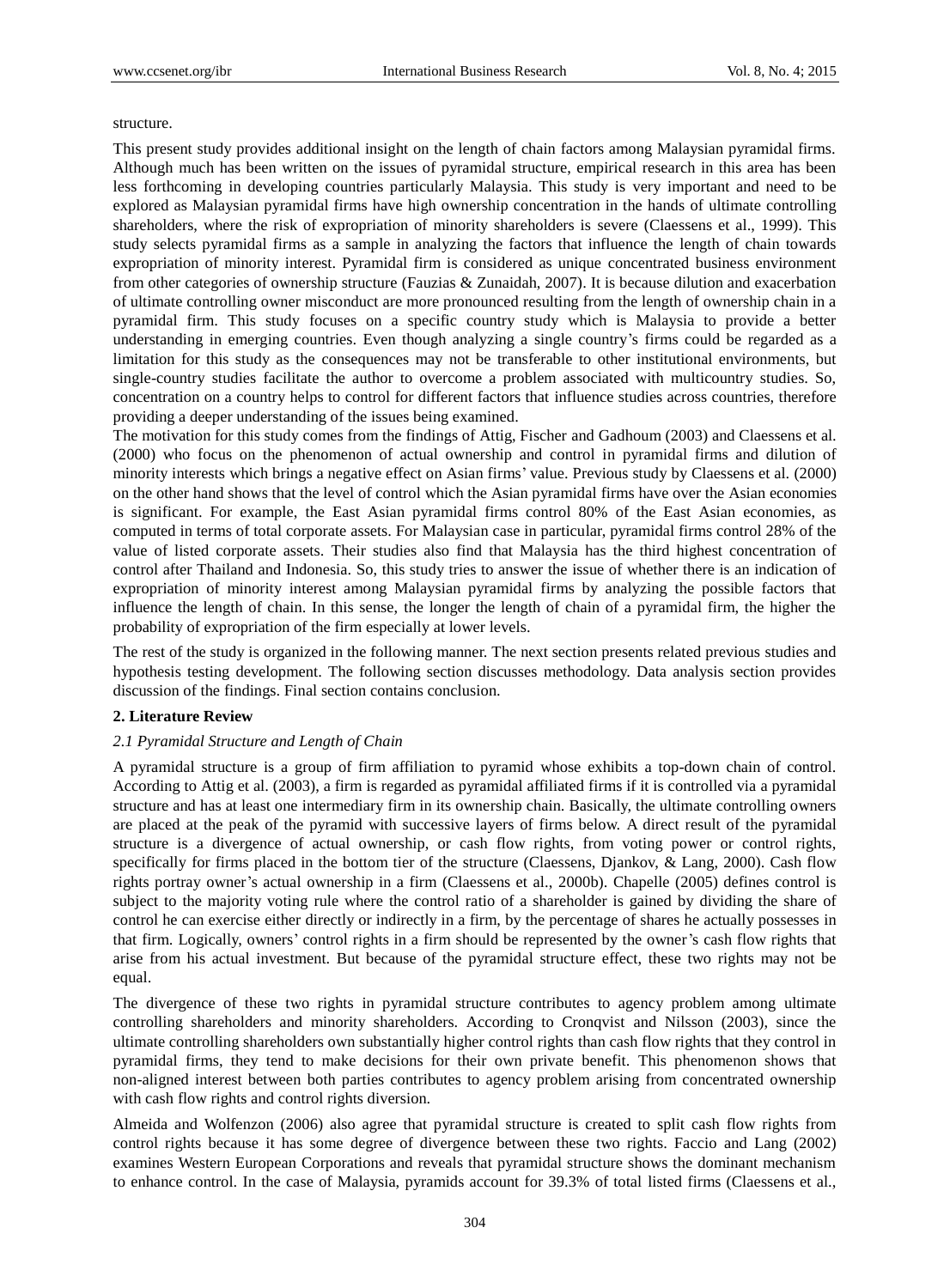structure.

This present study provides additional insight on the length of chain factors among Malaysian pyramidal firms. Although much has been written on the issues of pyramidal structure, empirical research in this area has been less forthcoming in developing countries particularly Malaysia. This study is very important and need to be explored as Malaysian pyramidal firms have high ownership concentration in the hands of ultimate controlling shareholders, where the risk of expropriation of minority shareholders is severe (Claessens et al., 1999). This study selects pyramidal firms as a sample in analyzing the factors that influence the length of chain towards expropriation of minority interest. Pyramidal firm is considered as unique concentrated business environment from other categories of ownership structure (Fauzias & Zunaidah, 2007). It is because dilution and exacerbation of ultimate controlling owner misconduct are more pronounced resulting from the length of ownership chain in a pyramidal firm. This study focuses on a specific country study which is Malaysia to provide a better understanding in emerging countries. Even though analyzing a single country's firms could be regarded as a limitation for this study as the consequences may not be transferable to other institutional environments, but single-country studies facilitate the author to overcome a problem associated with multicountry studies. So, concentration on a country helps to control for different factors that influence studies across countries, therefore providing a deeper understanding of the issues being examined.

The motivation for this study comes from the findings of Attig, Fischer and Gadhoum (2003) and Claessens et al. (2000) who focus on the phenomenon of actual ownership and control in pyramidal firms and dilution of minority interests which brings a negative effect on Asian firms' value. Previous study by Claessens et al. (2000) on the other hand shows that the level of control which the Asian pyramidal firms have over the Asian economies is significant. For example, the East Asian pyramidal firms control 80% of the East Asian economies, as computed in terms of total corporate assets. For Malaysian case in particular, pyramidal firms control 28% of the value of listed corporate assets. Their studies also find that Malaysia has the third highest concentration of control after Thailand and Indonesia. So, this study tries to answer the issue of whether there is an indication of expropriation of minority interest among Malaysian pyramidal firms by analyzing the possible factors that influence the length of chain. In this sense, the longer the length of chain of a pyramidal firm, the higher the probability of expropriation of the firm especially at lower levels.

The rest of the study is organized in the following manner. The next section presents related previous studies and hypothesis testing development. The following section discusses methodology. Data analysis section provides discussion of the findings. Final section contains conclusion.

## 2. Literature Review

### *2.1 Pyramidal Structure and Length of Chain*

A pyramidal structure is a group of firm affiliation to pyramid whose exhibits a top-down chain of control. According to Attig et al. (2003), a firm is regarded as pyramidal affiliated firms if it is controlled via a pyramidal structure and has at least one intermediary firm in its ownership chain. Basically, the ultimate controlling owners are placed at the peak of the pyramid with successive layers of firms below. A direct result of the pyramidal structure is a divergence of actual ownership, or cash flow rights, from voting power or control rights, specifically for firms placed in the bottom tier of the structure (Claessens, Djankov, & Lang, 2000). Cash flow rights portray owner's actual ownership in a firm (Claessens et al., 2000b). Chapelle (2005) defines control is subject to the majority voting rule where the control ratio of a shareholder is gained by dividing the share of control he can exercise either directly or indirectly in a firm, by the percentage of shares he actually possesses in that firm. Logically, owners' control rights in a firm should be represented by the owner's cash flow rights that arise from his actual investment. But because of the pyramidal structure effect, these two rights may not be equal.

The divergence of these two rights in pyramidal structure contributes to agency problem among ultimate controlling shareholders and minority shareholders. According to Cronqvist and Nilsson (2003), since the ultimate controlling shareholders own substantially higher control rights than cash flow rights that they control in pyramidal firms, they tend to make decisions for their own private benefit. This phenomenon shows that non-aligned interest between both parties contributes to agency problem arising from concentrated ownership with cash flow rights and control rights diversion.

Almeida and Wolfenzon (2006) also agree that pyramidal structure is created to split cash flow rights from control rights because it has some degree of divergence between these two rights. Faccio and Lang (2002) examines Western European Corporations and reveals that pyramidal structure shows the dominant mechanism to enhance control. In the case of Malaysia, pyramids account for 39.3% of total listed firms (Claessens et al.,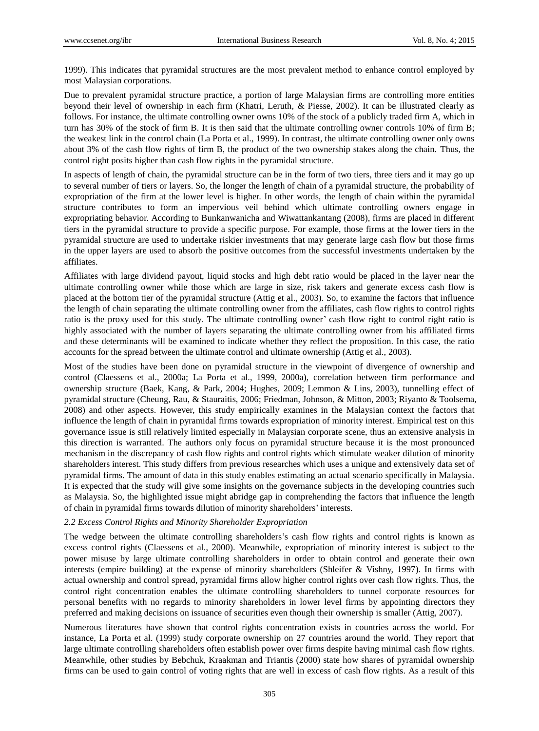1999). This indicates that pyramidal structures are the most prevalent method to enhance control employed by most Malaysian corporations.

Due to prevalent pyramidal structure practice, a portion of large Malaysian firms are controlling more entities beyond their level of ownership in each firm (Khatri, Leruth, & Piesse, 2002). It can be illustrated clearly as follows. For instance, the ultimate controlling owner owns 10% of the stock of a publicly traded firm A, which in turn has 30% of the stock of firm B. It is then said that the ultimate controlling owner controls 10% of firm B; the weakest link in the control chain (La Porta et al., 1999). In contrast, the ultimate controlling owner only owns about 3% of the cash flow rights of firm B, the product of the two ownership stakes along the chain. Thus, the control right posits higher than cash flow rights in the pyramidal structure.

In aspects of length of chain, the pyramidal structure can be in the form of two tiers, three tiers and it may go up to several number of tiers or layers. So, the longer the length of chain of a pyramidal structure, the probability of expropriation of the firm at the lower level is higher. In other words, the length of chain within the pyramidal structure contributes to form an impervious veil behind which ultimate controlling owners engage in expropriating behavior. According to Bunkanwanicha and Wiwattankantang (2008), firms are placed in different tiers in the pyramidal structure to provide a specific purpose. For example, those firms at the lower tiers in the pyramidal structure are used to undertake riskier investments that may generate large cash flow but those firms in the upper layers are used to absorb the positive outcomes from the successful investments undertaken by the affiliates.

Affiliates with large dividend payout, liquid stocks and high debt ratio would be placed in the layer near the ultimate controlling owner while those which are large in size, risk takers and generate excess cash flow is placed at the bottom tier of the pyramidal structure (Attig et al., 2003). So, to examine the factors that influence the length of chain separating the ultimate controlling owner from the affiliates, cash flow rights to control rights ratio is the proxy used for this study. The ultimate controlling owner' cash flow right to control right ratio is highly associated with the number of layers separating the ultimate controlling owner from his affiliated firms and these determinants will be examined to indicate whether they reflect the proposition. In this case, the ratio accounts for the spread between the ultimate control and ultimate ownership (Attig et al., 2003).

Most of the studies have been done on pyramidal structure in the viewpoint of divergence of ownership and control (Claessens et al., 2000a; La Porta et al., 1999, 2000a), correlation between firm performance and ownership structure (Baek, Kang, & Park, 2004; Hughes, 2009; Lemmon & Lins, 2003), tunnelling effect of pyramidal structure (Cheung, Rau, & Stauraitis, 2006; Friedman, Johnson, & Mitton, 2003; Riyanto & Toolsema, 2008) and other aspects. However, this study empirically examines in the Malaysian context the factors that influence the length of chain in pyramidal firms towards expropriation of minority interest. Empirical test on this governance issue is still relatively limited especially in Malaysian corporate scene, thus an extensive analysis in this direction is warranted. The authors only focus on pyramidal structure because it is the most pronounced mechanism in the discrepancy of cash flow rights and control rights which stimulate weaker dilution of minority shareholders interest. This study differs from previous researches which uses a unique and extensively data set of pyramidal firms. The amount of data in this study enables estimating an actual scenario specifically in Malaysia. It is expected that the study will give some insights on the governance subjects in the developing countries such as Malaysia. So, the highlighted issue might abridge gap in comprehending the factors that influence the length of chain in pyramidal firms towards dilution of minority shareholders' interests.

### *2.2 Excess Control Rights and Minority Shareholder Expropriation*

The wedge between the ultimate controlling shareholders's cash flow rights and control rights is known as excess control rights (Claessens et al., 2000). Meanwhile, expropriation of minority interest is subject to the power misuse by large ultimate controlling shareholders in order to obtain control and generate their own interests (empire building) at the expense of minority shareholders (Shleifer & Vishny, 1997). In firms with actual ownership and control spread, pyramidal firms allow higher control rights over cash flow rights. Thus, the control right concentration enables the ultimate controlling shareholders to tunnel corporate resources for personal benefits with no regards to minority shareholders in lower level firms by appointing directors they preferred and making decisions on issuance of securities even though their ownership is smaller (Attig, 2007).

Numerous literatures have shown that control rights concentration exists in countries across the world. For instance, La Porta et al. (1999) study corporate ownership on 27 countries around the world. They report that large ultimate controlling shareholders often establish power over firms despite having minimal cash flow rights. Meanwhile, other studies by Bebchuk, Kraakman and Triantis (2000) state how shares of pyramidal ownership firms can be used to gain control of voting rights that are well in excess of cash flow rights. As a result of this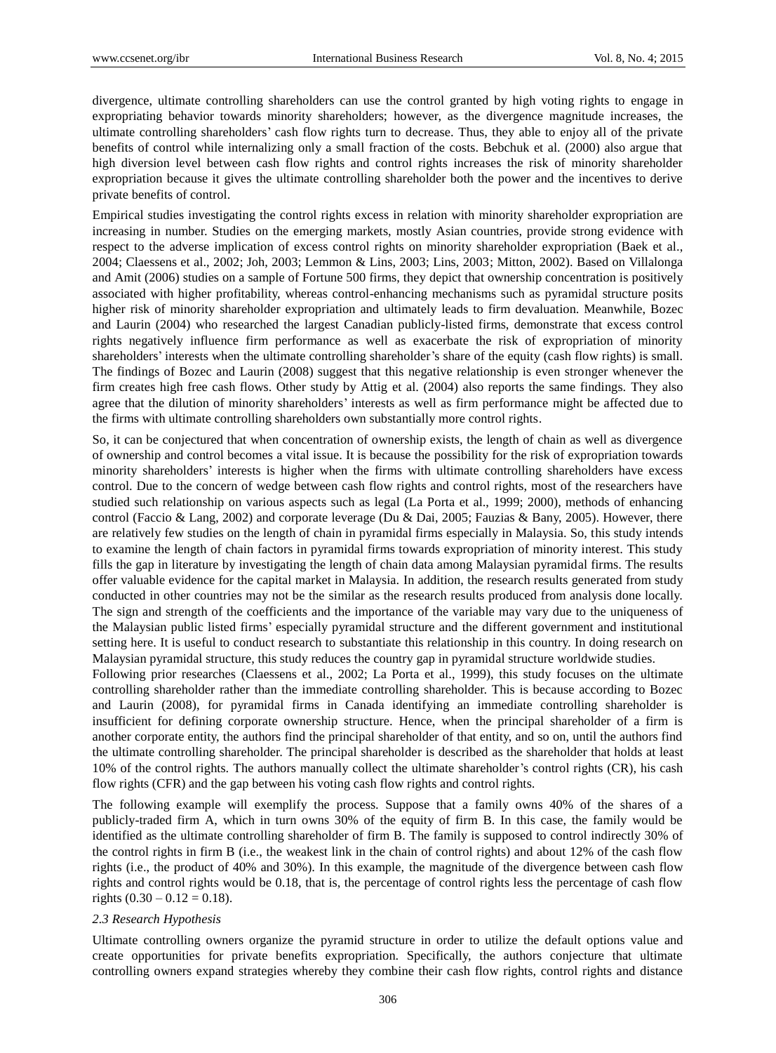divergence, ultimate controlling shareholders can use the control granted by high voting rights to engage in expropriating behavior towards minority shareholders; however, as the divergence magnitude increases, the ultimate controlling shareholders' cash flow rights turn to decrease. Thus, they able to enjoy all of the private benefits of control while internalizing only a small fraction of the costs. Bebchuk et al. (2000) also argue that high diversion level between cash flow rights and control rights increases the risk of minority shareholder expropriation because it gives the ultimate controlling shareholder both the power and the incentives to derive private benefits of control.

Empirical studies investigating the control rights excess in relation with minority shareholder expropriation are increasing in number. Studies on the emerging markets, mostly Asian countries, provide strong evidence with respect to the adverse implication of excess control rights on minority shareholder expropriation (Baek et al., 2004; Claessens et al., 2002; Joh, 2003; Lemmon & Lins, 2003; Lins, 2003; Mitton, 2002). Based on Villalonga and Amit (2006) studies on a sample of Fortune 500 firms, they depict that ownership concentration is positively associated with higher profitability, whereas control-enhancing mechanisms such as pyramidal structure posits higher risk of minority shareholder expropriation and ultimately leads to firm devaluation. Meanwhile, Bozec and Laurin (2004) who researched the largest Canadian publicly-listed firms, demonstrate that excess control rights negatively influence firm performance as well as exacerbate the risk of expropriation of minority shareholders' interests when the ultimate controlling shareholder's share of the equity (cash flow rights) is small. The findings of Bozec and Laurin (2008) suggest that this negative relationship is even stronger whenever the firm creates high free cash flows. Other study by Attig et al. (2004) also reports the same findings. They also agree that the dilution of minority shareholders' interests as well as firm performance might be affected due to the firms with ultimate controlling shareholders own substantially more control rights.

So, it can be conjectured that when concentration of ownership exists, the length of chain as well as divergence of ownership and control becomes a vital issue. It is because the possibility for the risk of expropriation towards minority shareholders' interests is higher when the firms with ultimate controlling shareholders have excess control. Due to the concern of wedge between cash flow rights and control rights, most of the researchers have studied such relationship on various aspects such as legal (La Porta et al., 1999; 2000), methods of enhancing control (Faccio & Lang, 2002) and corporate leverage (Du & Dai, 2005; Fauzias & Bany, 2005). However, there are relatively few studies on the length of chain in pyramidal firms especially in Malaysia. So, this study intends to examine the length of chain factors in pyramidal firms towards expropriation of minority interest. This study fills the gap in literature by investigating the length of chain data among Malaysian pyramidal firms. The results offer valuable evidence for the capital market in Malaysia. In addition, the research results generated from study conducted in other countries may not be the similar as the research results produced from analysis done locally. The sign and strength of the coefficients and the importance of the variable may vary due to the uniqueness of the Malaysian public listed firms' especially pyramidal structure and the different government and institutional setting here. It is useful to conduct research to substantiate this relationship in this country. In doing research on Malaysian pyramidal structure, this study reduces the country gap in pyramidal structure worldwide studies.

Following prior researches (Claessens et al., 2002; La Porta et al., 1999), this study focuses on the ultimate controlling shareholder rather than the immediate controlling shareholder. This is because according to Bozec and Laurin (2008), for pyramidal firms in Canada identifying an immediate controlling shareholder is insufficient for defining corporate ownership structure. Hence, when the principal shareholder of a firm is another corporate entity, the authors find the principal shareholder of that entity, and so on, until the authors find the ultimate controlling shareholder. The principal shareholder is described as the shareholder that holds at least 10% of the control rights. The authors manually collect the ultimate shareholder's control rights (CR), his cash flow rights (CFR) and the gap between his voting cash flow rights and control rights.

The following example will exemplify the process. Suppose that a family owns 40% of the shares of a publicly-traded firm A, which in turn owns 30% of the equity of firm B. In this case, the family would be identified as the ultimate controlling shareholder of firm B. The family is supposed to control indirectly 30% of the control rights in firm B (i.e., the weakest link in the chain of control rights) and about 12% of the cash flow rights (i.e., the product of 40% and 30%). In this example, the magnitude of the divergence between cash flow rights and control rights would be 0.18, that is, the percentage of control rights less the percentage of cash flow rights ($0.30 - 0.12 = 0.18$).

### *2.3 Research Hypothesis*

Ultimate controlling owners organize the pyramid structure in order to utilize the default options value and create opportunities for private benefits expropriation. Specifically, the authors conjecture that ultimate controlling owners expand strategies whereby they combine their cash flow rights, control rights and distance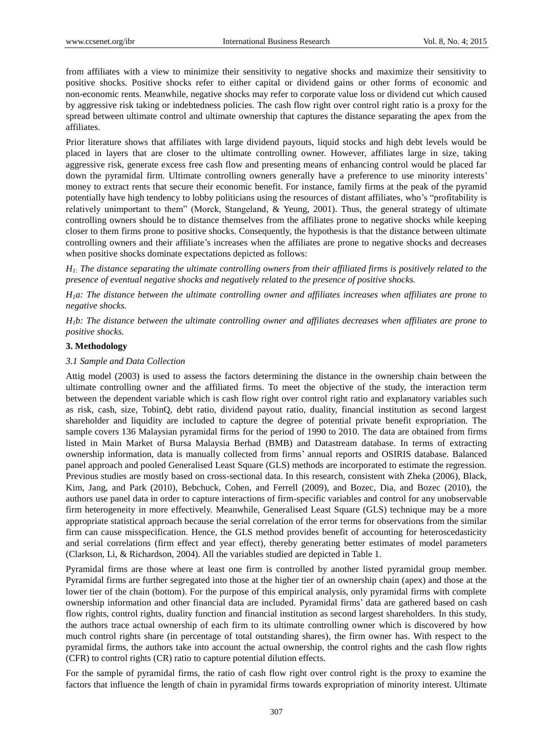from affiliates with a view to minimize their sensitivity to negative shocks and maximize their sensitivity to positive shocks. Positive shocks refer to either capital or dividend gains or other forms of economic and non-economic rents. Meanwhile, negative shocks may refer to corporate value loss or dividend cut which caused by aggressive risk taking or indebtedness policies. The cash flow right over control right ratio is a proxy for the spread between ultimate control and ultimate ownership that captures the distance separating the apex from the affiliates.

Prior literature shows that affiliates with large dividend payouts, liquid stocks and high debt levels would be placed in layers that are closer to the ultimate controlling owner. However, affiliates large in size, taking aggressive risk, generate excess free cash flow and presenting means of enhancing control would be placed far down the pyramidal firm. Ultimate controlling owners generally have a preference to use minority interests' money to extract rents that secure their economic benefit. For instance, family firms at the peak of the pyramid potentially have high tendency to lobby politicians using the resources of distant affiliates, who's "profitability is relatively unimportant to them" (Morck, Stangeland, & Yeung, 2001). Thus, the general strategy of ultimate controlling owners should be to distance themselves from the affiliates prone to negative shocks while keeping closer to them firms prone to positive shocks. Consequently, the hypothesis is that the distance between ultimate controlling owners and their affiliate's increases when the affiliates are prone to negative shocks and decreases when positive shocks dominate expectations depicted as follows:

*$H_1$: The distance separating the ultimate controlling owners from their affiliated firms is positively related to the presence of eventual negative shocks and negatively related to the presence of positive shocks.*

*$H_1a$: The distance between the ultimate controlling owner and affiliates increases when affiliates are prone to negative shocks.*

*$H_1b$: The distance between the ultimate controlling owner and affiliates decreases when affiliates are prone to positive shocks.*

## 3. Methodology

### *3.1 Sample and Data Collection*

Attig model (2003) is used to assess the factors determining the distance in the ownership chain between the ultimate controlling owner and the affiliated firms. To meet the objective of the study, the interaction term between the dependent variable which is cash flow right over control right ratio and explanatory variables such as risk, cash, size, TobinQ, debt ratio, dividend payout ratio, duality, financial institution as second largest shareholder and liquidity are included to capture the degree of potential private benefit expropriation. The sample covers 136 Malaysian pyramidal firms for the period of 1990 to 2010. The data are obtained from firms listed in Main Market of Bursa Malaysia Berhad (BMB) and Datastream database. In terms of extracting ownership information, data is manually collected from firms' annual reports and OSIRIS database. Balanced panel approach and pooled Generalised Least Square (GLS) methods are incorporated to estimate the regression. Previous studies are mostly based on cross-sectional data. In this research, consistent with Zheka (2006), Black, Kim, Jang, and Park (2010), Bebchuck, Cohen, and Ferrell (2009), and Bozec, Dia, and Bozec (2010), the authors use panel data in order to capture interactions of firm-specific variables and control for any unobservable firm heterogeneity in more effectively. Meanwhile, Generalised Least Square (GLS) technique may be a more appropriate statistical approach because the serial correlation of the error terms for observations from the similar firm can cause misspecification. Hence, the GLS method provides benefit of accounting for heteroscedasticity and serial correlations (firm effect and year effect), thereby generating better estimates of model parameters (Clarkson, Li, & Richardson, 2004). All the variables studied are depicted in Table 1.

Pyramidal firms are those where at least one firm is controlled by another listed pyramidal group member. Pyramidal firms are further segregated into those at the higher tier of an ownership chain (apex) and those at the lower tier of the chain (bottom). For the purpose of this empirical analysis, only pyramidal firms with complete ownership information and other financial data are included. Pyramidal firms' data are gathered based on cash flow rights, control rights, duality function and financial institution as second largest shareholders. In this study, the authors trace actual ownership of each firm to its ultimate controlling owner which is discovered by how much control rights share (in percentage of total outstanding shares), the firm owner has. With respect to the pyramidal firms, the authors take into account the actual ownership, the control rights and the cash flow rights (CFR) to control rights (CR) ratio to capture potential dilution effects.

For the sample of pyramidal firms, the ratio of cash flow right over control right is the proxy to examine the factors that influence the length of chain in pyramidal firms towards expropriation of minority interest. Ultimate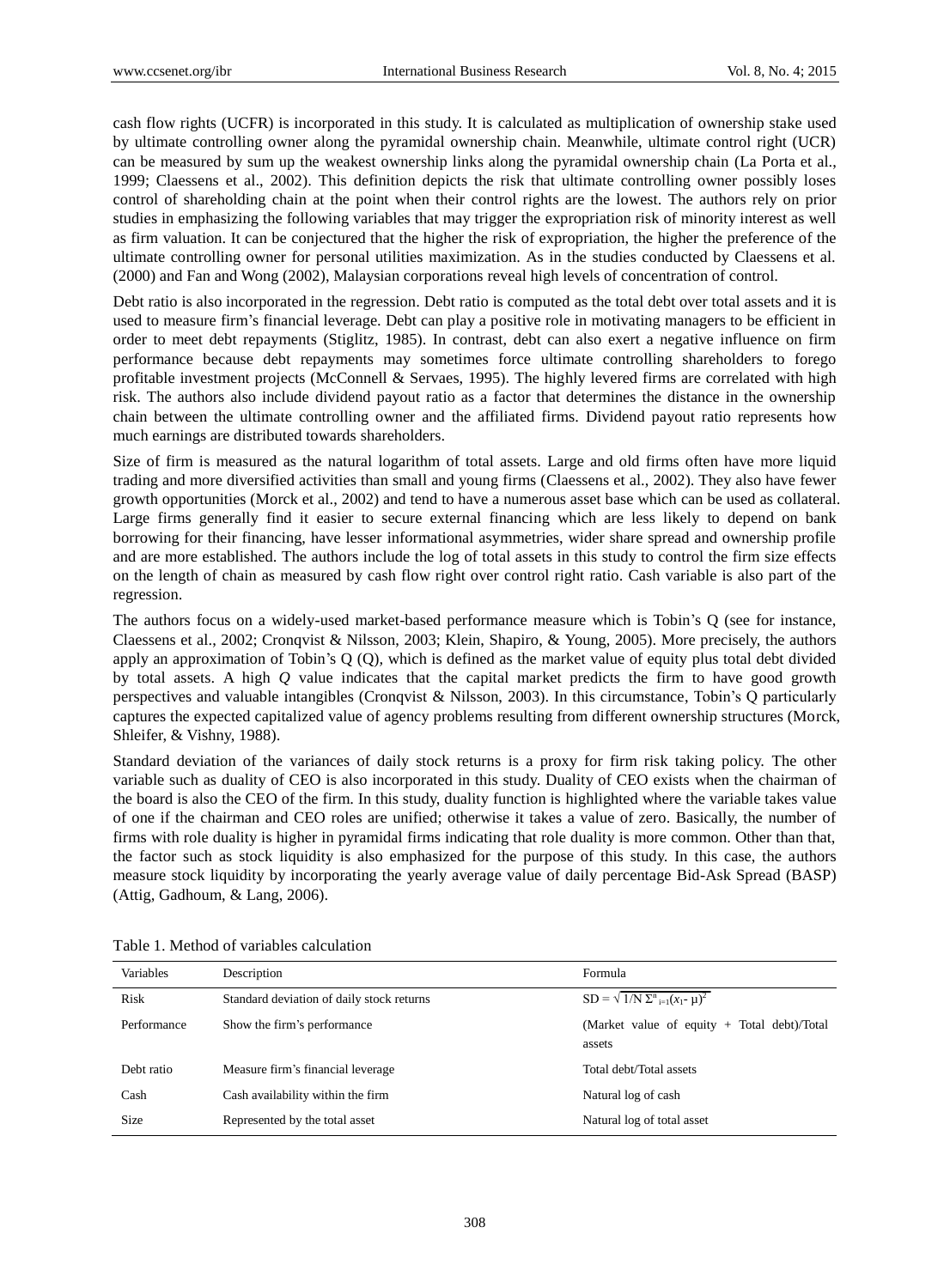cash flow rights (UCFR) is incorporated in this study. It is calculated as multiplication of ownership stake used by ultimate controlling owner along the pyramidal ownership chain. Meanwhile, ultimate control right (UCR) can be measured by sum up the weakest ownership links along the pyramidal ownership chain (La Porta et al., 1999; Claessens et al., 2002). This definition depicts the risk that ultimate controlling owner possibly loses control of shareholding chain at the point when their control rights are the lowest. The authors rely on prior studies in emphasizing the following variables that may trigger the expropriation risk of minority interest as well as firm valuation. It can be conjectured that the higher the risk of expropriation, the higher the preference of the ultimate controlling owner for personal utilities maximization. As in the studies conducted by Claessens et al. (2000) and Fan and Wong (2002), Malaysian corporations reveal high levels of concentration of control.

Debt ratio is also incorporated in the regression. Debt ratio is computed as the total debt over total assets and it is used to measure firm's financial leverage. Debt can play a positive role in motivating managers to be efficient in order to meet debt repayments (Stiglitz, 1985). In contrast, debt can also exert a negative influence on firm performance because debt repayments may sometimes force ultimate controlling shareholders to forego profitable investment projects (McConnell & Servaes, 1995). The highly levered firms are correlated with high risk. The authors also include dividend payout ratio as a factor that determines the distance in the ownership chain between the ultimate controlling owner and the affiliated firms. Dividend payout ratio represents how much earnings are distributed towards shareholders.

Size of firm is measured as the natural logarithm of total assets. Large and old firms often have more liquid trading and more diversified activities than small and young firms (Claessens et al., 2002). They also have fewer growth opportunities (Morck et al., 2002) and tend to have a numerous asset base which can be used as collateral. Large firms generally find it easier to secure external financing which are less likely to depend on bank borrowing for their financing, have lesser informational asymmetries, wider share spread and ownership profile and are more established. The authors include the log of total assets in this study to control the firm size effects on the length of chain as measured by cash flow right over control right ratio. Cash variable is also part of the regression.

The authors focus on a widely-used market-based performance measure which is Tobin's Q (see for instance, Claessens et al., 2002; Cronqvist & Nilsson, 2003; Klein, Shapiro, & Young, 2005). More precisely, the authors apply an approximation of Tobin's Q (Q), which is defined as the market value of equity plus total debt divided by total assets. A high *Q* value indicates that the capital market predicts the firm to have good growth perspectives and valuable intangibles (Cronqvist & Nilsson, 2003). In this circumstance, Tobin's Q particularly captures the expected capitalized value of agency problems resulting from different ownership structures (Morck, Shleifer, & Vishny, 1988).

Standard deviation of the variances of daily stock returns is a proxy for firm risk taking policy. The other variable such as duality of CEO is also incorporated in this study. Duality of CEO exists when the chairman of the board is also the CEO of the firm. In this study, duality function is highlighted where the variable takes value of one if the chairman and CEO roles are unified; otherwise it takes a value of zero. Basically, the number of firms with role duality is higher in pyramidal firms indicating that role duality is more common. Other than that, the factor such as stock liquidity is also emphasized for the purpose of this study. In this case, the authors measure stock liquidity by incorporating the yearly average value of daily percentage Bid-Ask Spread (BASP) (Attig, Gadhoum, & Lang, 2006).

Table 1. Method of variables calculation

| Variables | Description | Formula |
|---|---|---|
| Risk | Standard deviation of daily stock returns | $SD = \sqrt{1/N \sum_{i=1}^{n}(x_1 - \mu)^2}$ |
| Performance | Show the firm's performance | (Market value of equity + Total debt)/Total assets |
| Debt ratio | Measure firm's financial leverage | Total debt/Total assets |
| Cash | Cash availability within the firm | Natural log of cash |
| Size | Represented by the total asset | Natural log of total asset |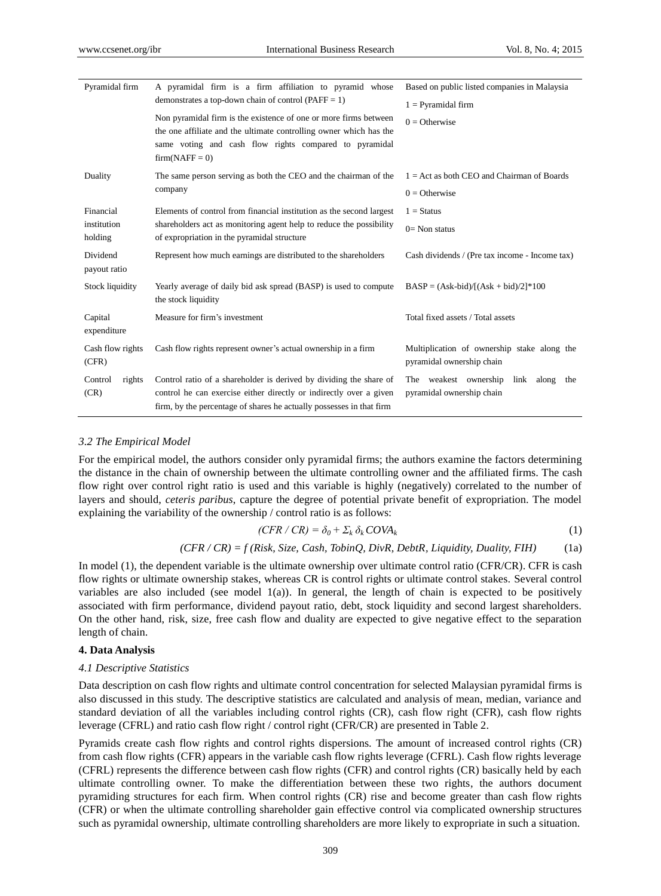| | | |
|---|---|---|
| Pyramidal firm | A pyramidal firm is a firm affiliation to pyramid whose demonstrates a top-down chain of control (PAFF = 1) Non pyramidal firm is the existence of one or more firms between the one affiliate and the ultimate controlling owner which has the same voting and cash flow rights compared to pyramidal firm(NAFF = 0) | Based on public listed companies in Malaysia 1 = Pyramidal firm 0 = Otherwise |
| Duality | The same person serving as both the CEO and the chairman of the company | 1 = Act as both CEO and Chairman of Boards 0 = Otherwise |
| Financial institution holding | Elements of control from financial institution as the second largest shareholders act as monitoring agent help to reduce the possibility of expropriation in the pyramidal structure | 1 = Status 0= Non status |
| Dividend payout ratio | Represent how much earnings are distributed to the shareholders | Cash dividends / (Pre tax income - Income tax) |
| Stock liquidity | Yearly average of daily bid ask spread (BASP) is used to compute the stock liquidity | BASP = (Ask-bid)/[(Ask + bid)/2]*100 |
| Capital expenditure | Measure for firm's investment | Total fixed assets / Total assets |
| Cash flow rights (CFR) | Cash flow rights represent owner's actual ownership in a firm | Multiplication of ownership stake along the pyramidal ownership chain |
| Control rights (CR) | Control ratio of a shareholder is derived by dividing the share of control he can exercise either directly or indirectly over a given firm, by the percentage of shares he actually possesses in that firm | The weakest ownership link along the pyramidal ownership chain |

### *3.2 The Empirical Model*

For the empirical model, the authors consider only pyramidal firms; the authors examine the factors determining the distance in the chain of ownership between the ultimate controlling owner and the affiliated firms. The cash flow right over control right ratio is used and this variable is highly (negatively) correlated to the number of layers and should, *ceteris paribus*, capture the degree of potential private benefit of expropriation. The model explaining the variability of the ownership / control ratio is as follows:

$$(CFR / CR) = \delta_0 + \Sigma_k \delta_k COVA_k \tag{1}$$

$$(CFR / CR) = f\,(Risk, Size, Cash, TobinQ, DivR, DebtR, Liquidity, Duality, FIH) \tag{1a}$$

In model (1), the dependent variable is the ultimate ownership over ultimate control ratio (CFR/CR). CFR is cash flow rights or ultimate ownership stakes, whereas CR is control rights or ultimate control stakes. Several control variables are also included (see model 1(a)). In general, the length of chain is expected to be positively associated with firm performance, dividend payout ratio, debt, stock liquidity and second largest shareholders. On the other hand, risk, size, free cash flow and duality are expected to give negative effect to the separation length of chain.

## 4. Data Analysis

### *4.1 Descriptive Statistics*

Data description on cash flow rights and ultimate control concentration for selected Malaysian pyramidal firms is also discussed in this study. The descriptive statistics are calculated and analysis of mean, median, variance and standard deviation of all the variables including control rights (CR), cash flow right (CFR), cash flow rights leverage (CFRL) and ratio cash flow right / control right (CFR/CR) are presented in Table 2.

Pyramids create cash flow rights and control rights dispersions. The amount of increased control rights (CR) from cash flow rights (CFR) appears in the variable cash flow rights leverage (CFRL). Cash flow rights leverage (CFRL) represents the difference between cash flow rights (CFR) and control rights (CR) basically held by each ultimate controlling owner. To make the differentiation between these two rights, the authors document pyramiding structures for each firm. When control rights (CR) rise and become greater than cash flow rights (CFR) or when the ultimate controlling shareholder gain effective control via complicated ownership structures such as pyramidal ownership, ultimate controlling shareholders are more likely to expropriate in such a situation.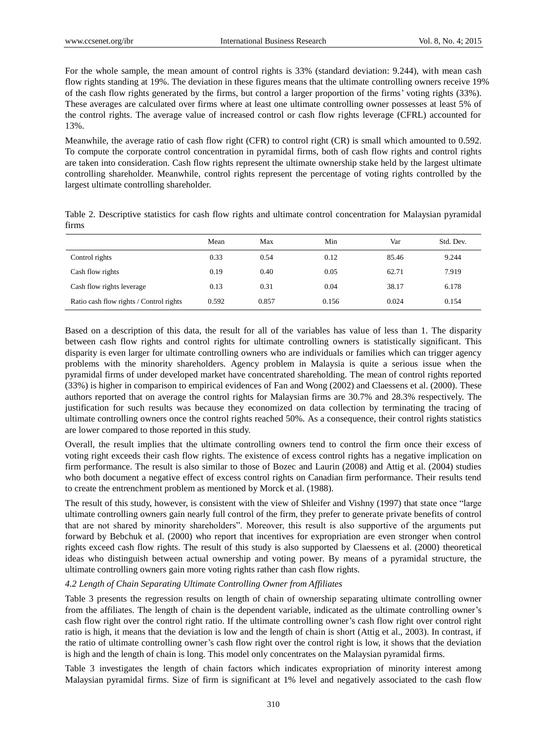For the whole sample, the mean amount of control rights is 33% (standard deviation: 9.244), with mean cash flow rights standing at 19%. The deviation in these figures means that the ultimate controlling owners receive 19% of the cash flow rights generated by the firms, but control a larger proportion of the firms' voting rights (33%). These averages are calculated over firms where at least one ultimate controlling owner possesses at least 5% of the control rights. The average value of increased control or cash flow rights leverage (CFRL) accounted for 13%.

Meanwhile, the average ratio of cash flow right (CFR) to control right (CR) is small which amounted to 0.592. To compute the corporate control concentration in pyramidal firms, both of cash flow rights and control rights are taken into consideration. Cash flow rights represent the ultimate ownership stake held by the largest ultimate controlling shareholder. Meanwhile, control rights represent the percentage of voting rights controlled by the largest ultimate controlling shareholder.

Table 2. Descriptive statistics for cash flow rights and ultimate control concentration for Malaysian pyramidal firms

| | Mean | Max | Min | Var | Std. Dev. |
|---|---|---|---|---|---|
| Control rights | 0.33 | 0.54 | 0.12 | 85.46 | 9.244 |
| Cash flow rights | 0.19 | 0.40 | 0.05 | 62.71 | 7.919 |
| Cash flow rights leverage | 0.13 | 0.31 | 0.04 | 38.17 | 6.178 |
| Ratio cash flow rights / Control rights | 0.592 | 0.857 | 0.156 | 0.024 | 0.154 |

Based on a description of this data, the result for all of the variables has value of less than 1. The disparity between cash flow rights and control rights for ultimate controlling owners is statistically significant. This disparity is even larger for ultimate controlling owners who are individuals or families which can trigger agency problems with the minority shareholders. Agency problem in Malaysia is quite a serious issue when the pyramidal firms of under developed market have concentrated shareholding. The mean of control rights reported (33%) is higher in comparison to empirical evidences of Fan and Wong (2002) and Claessens et al. (2000). These authors reported that on average the control rights for Malaysian firms are 30.7% and 28.3% respectively. The justification for such results was because they economized on data collection by terminating the tracing of ultimate controlling owners once the control rights reached 50%. As a consequence, their control rights statistics are lower compared to those reported in this study.

Overall, the result implies that the ultimate controlling owners tend to control the firm once their excess of voting right exceeds their cash flow rights. The existence of excess control rights has a negative implication on firm performance. The result is also similar to those of Bozec and Laurin (2008) and Attig et al. (2004) studies who both document a negative effect of excess control rights on Canadian firm performance. Their results tend to create the entrenchment problem as mentioned by Morck et al. (1988).

The result of this study, however, is consistent with the view of Shleifer and Vishny (1997) that state once "large ultimate controlling owners gain nearly full control of the firm, they prefer to generate private benefits of control that are not shared by minority shareholders". Moreover, this result is also supportive of the arguments put forward by Bebchuk et al. (2000) who report that incentives for expropriation are even stronger when control rights exceed cash flow rights. The result of this study is also supported by Claessens et al. (2000) theoretical ideas who distinguish between actual ownership and voting power. By means of a pyramidal structure, the ultimate controlling owners gain more voting rights rather than cash flow rights.

### *4.2 Length of Chain Separating Ultimate Controlling Owner from Affiliates*

Table 3 presents the regression results on length of chain of ownership separating ultimate controlling owner from the affiliates. The length of chain is the dependent variable, indicated as the ultimate controlling owner's cash flow right over the control right ratio. If the ultimate controlling owner's cash flow right over control right ratio is high, it means that the deviation is low and the length of chain is short (Attig et al., 2003). In contrast, if the ratio of ultimate controlling owner's cash flow right over the control right is low, it shows that the deviation is high and the length of chain is long. This model only concentrates on the Malaysian pyramidal firms.

Table 3 investigates the length of chain factors which indicates expropriation of minority interest among Malaysian pyramidal firms. Size of firm is significant at 1% level and negatively associated to the cash flow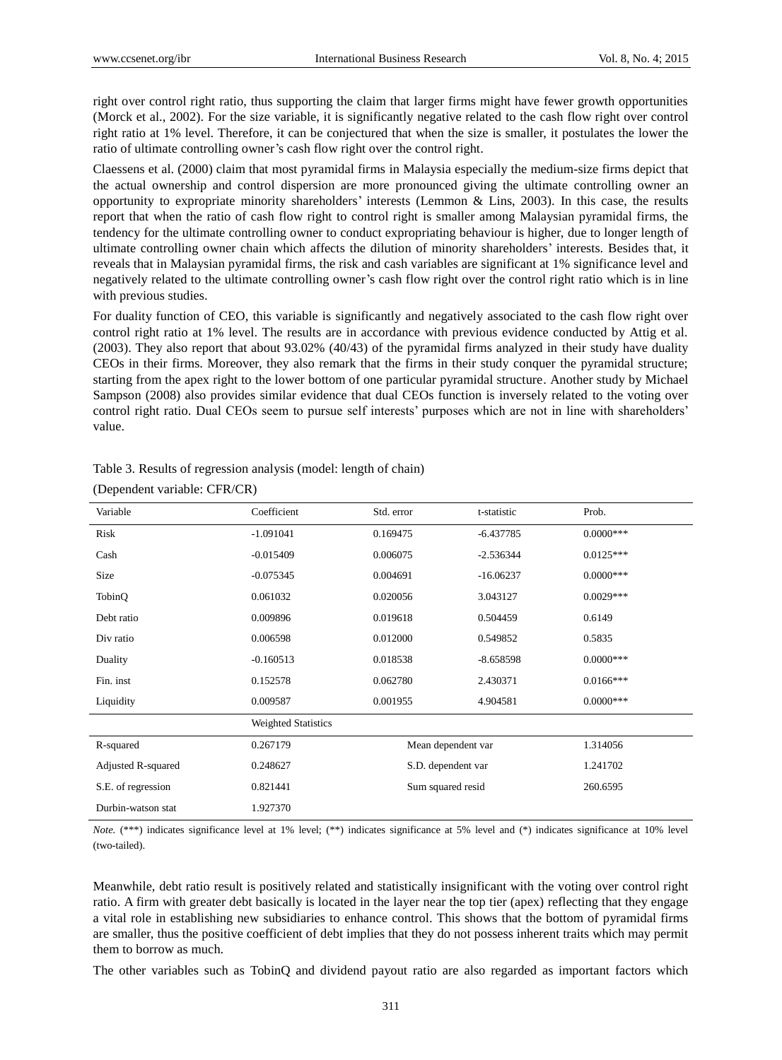right over control right ratio, thus supporting the claim that larger firms might have fewer growth opportunities (Morck et al., 2002). For the size variable, it is significantly negative related to the cash flow right over control right ratio at 1% level. Therefore, it can be conjectured that when the size is smaller, it postulates the lower the ratio of ultimate controlling owner's cash flow right over the control right.

Claessens et al. (2000) claim that most pyramidal firms in Malaysia especially the medium-size firms depict that the actual ownership and control dispersion are more pronounced giving the ultimate controlling owner an opportunity to expropriate minority shareholders' interests (Lemmon & Lins, 2003). In this case, the results report that when the ratio of cash flow right to control right is smaller among Malaysian pyramidal firms, the tendency for the ultimate controlling owner to conduct expropriating behaviour is higher, due to longer length of ultimate controlling owner chain which affects the dilution of minority shareholders' interests. Besides that, it reveals that in Malaysian pyramidal firms, the risk and cash variables are significant at 1% significance level and negatively related to the ultimate controlling owner's cash flow right over the control right ratio which is in line with previous studies.

For duality function of CEO, this variable is significantly and negatively associated to the cash flow right over control right ratio at 1% level. The results are in accordance with previous evidence conducted by Attig et al. (2003). They also report that about 93.02% (40/43) of the pyramidal firms analyzed in their study have duality CEOs in their firms. Moreover, they also remark that the firms in their study conquer the pyramidal structure; starting from the apex right to the lower bottom of one particular pyramidal structure. Another study by Michael Sampson (2008) also provides similar evidence that dual CEOs function is inversely related to the voting over control right ratio. Dual CEOs seem to pursue self interests' purposes which are not in line with shareholders' value.

Table 3. Results of regression analysis (model: length of chain)

(Dependent variable: CFR/CR)

| Variable | Coefficient | Std. error | t-statistic | Prob. |
|---|---|---|---|---|
| Risk | -1.091041 | 0.169475 | -6.437785 | 0.0000*** |
| Cash | -0.015409 | 0.006075 | -2.536344 | 0.0125*** |
| Size | -0.075345 | 0.004691 | -16.06237 | 0.0000*** |
| TobinQ | 0.061032 | 0.020056 | 3.043127 | 0.0029*** |
| Debt ratio | 0.009896 | 0.019618 | 0.504459 | 0.6149 |
| Div ratio | 0.006598 | 0.012000 | 0.549852 | 0.5835 |
| Duality | -0.160513 | 0.018538 | -8.658598 | 0.0000*** |
| Fin. inst | 0.152578 | 0.062780 | 2.430371 | 0.0166*** |
| Liquidity | 0.009587 | 0.001955 | 4.904581 | 0.0000*** |
| | Weighted Statistics | | | |
| R-squared | 0.267179 | Mean dependent var | | 1.314056 |
| Adjusted R-squared | 0.248627 | S.D. dependent var | | 1.241702 |
| S.E. of regression | 0.821441 | Sum squared resid | | 260.6595 |
| Durbin-watson stat | 1.927370 | | | |

*Note.* (***) indicates significance level at 1% level; (**) indicates significance at 5% level and (*) indicates significance at 10% level (two-tailed).

Meanwhile, debt ratio result is positively related and statistically insignificant with the voting over control right ratio. A firm with greater debt basically is located in the layer near the top tier (apex) reflecting that they engage a vital role in establishing new subsidiaries to enhance control. This shows that the bottom of pyramidal firms are smaller, thus the positive coefficient of debt implies that they do not possess inherent traits which may permit them to borrow as much.

The other variables such as TobinQ and dividend payout ratio are also regarded as important factors which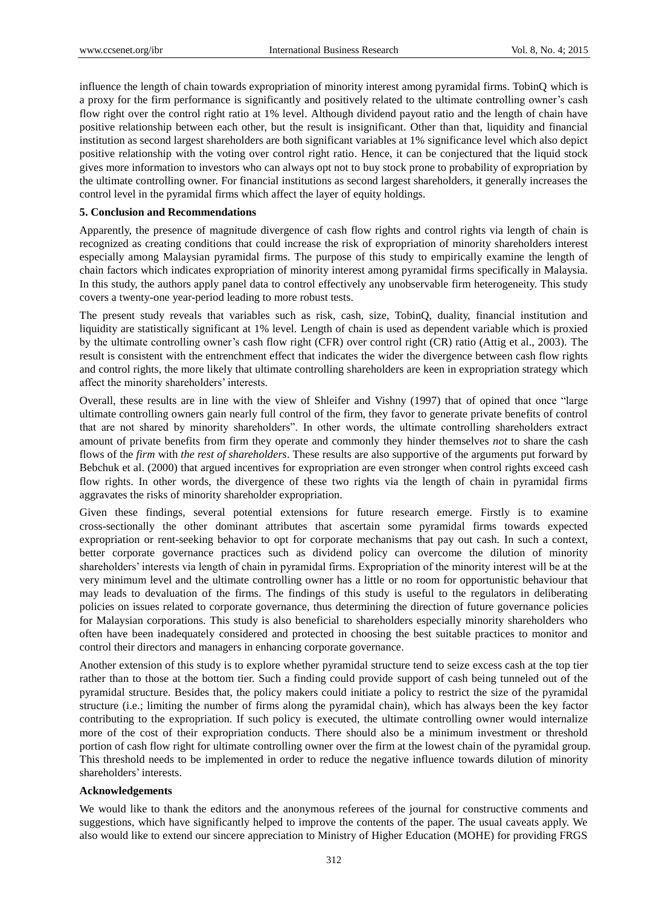influence the length of chain towards expropriation of minority interest among pyramidal firms. TobinQ which is a proxy for the firm performance is significantly and positively related to the ultimate controlling owner's cash flow right over the control right ratio at 1% level. Although dividend payout ratio and the length of chain have positive relationship between each other, but the result is insignificant. Other than that, liquidity and financial institution as second largest shareholders are both significant variables at 1% significance level which also depict positive relationship with the voting over control right ratio. Hence, it can be conjectured that the liquid stock gives more information to investors who can always opt not to buy stock prone to probability of expropriation by the ultimate controlling owner. For financial institutions as second largest shareholders, it generally increases the control level in the pyramidal firms which affect the layer of equity holdings.

## 5. Conclusion and Recommendations

Apparently, the presence of magnitude divergence of cash flow rights and control rights via length of chain is recognized as creating conditions that could increase the risk of expropriation of minority shareholders interest especially among Malaysian pyramidal firms. The purpose of this study to empirically examine the length of chain factors which indicates expropriation of minority interest among pyramidal firms specifically in Malaysia. In this study, the authors apply panel data to control effectively any unobservable firm heterogeneity. This study covers a twenty-one year-period leading to more robust tests.

The present study reveals that variables such as risk, cash, size, TobinQ, duality, financial institution and liquidity are statistically significant at 1% level. Length of chain is used as dependent variable which is proxied by the ultimate controlling owner's cash flow right (CFR) over control right (CR) ratio (Attig et al., 2003). The result is consistent with the entrenchment effect that indicates the wider the divergence between cash flow rights and control rights, the more likely that ultimate controlling shareholders are keen in expropriation strategy which affect the minority shareholders' interests.

Overall, these results are in line with the view of Shleifer and Vishny (1997) that of opined that once "large ultimate controlling owners gain nearly full control of the firm, they favor to generate private benefits of control that are not shared by minority shareholders". In other words, the ultimate controlling shareholders extract amount of private benefits from firm they operate and commonly they hinder themselves *not* to share the cash flows of the *firm* with *the rest of shareholders*. These results are also supportive of the arguments put forward by Bebchuk et al. (2000) that argued incentives for expropriation are even stronger when control rights exceed cash flow rights. In other words, the divergence of these two rights via the length of chain in pyramidal firms aggravates the risks of minority shareholder expropriation.

Given these findings, several potential extensions for future research emerge. Firstly is to examine cross-sectionally the other dominant attributes that ascertain some pyramidal firms towards expected expropriation or rent-seeking behavior to opt for corporate mechanisms that pay out cash. In such a context, better corporate governance practices such as dividend policy can overcome the dilution of minority shareholders' interests via length of chain in pyramidal firms. Expropriation of the minority interest will be at the very minimum level and the ultimate controlling owner has a little or no room for opportunistic behaviour that may leads to devaluation of the firms. The findings of this study is useful to the regulators in deliberating policies on issues related to corporate governance, thus determining the direction of future governance policies for Malaysian corporations. This study is also beneficial to shareholders especially minority shareholders who often have been inadequately considered and protected in choosing the best suitable practices to monitor and control their directors and managers in enhancing corporate governance.

Another extension of this study is to explore whether pyramidal structure tend to seize excess cash at the top tier rather than to those at the bottom tier. Such a finding could provide support of cash being tunneled out of the pyramidal structure. Besides that, the policy makers could initiate a policy to restrict the size of the pyramidal structure (i.e.; limiting the number of firms along the pyramidal chain), which has always been the key factor contributing to the expropriation. If such policy is executed, the ultimate controlling owner would internalize more of the cost of their expropriation conducts. There should also be a minimum investment or threshold portion of cash flow right for ultimate controlling owner over the firm at the lowest chain of the pyramidal group. This threshold needs to be implemented in order to reduce the negative influence towards dilution of minority shareholders' interests.

## Acknowledgements

We would like to thank the editors and the anonymous referees of the journal for constructive comments and suggestions, which have significantly helped to improve the contents of the paper. The usual caveats apply. We also would like to extend our sincere appreciation to Ministry of Higher Education (MOHE) for providing FRGS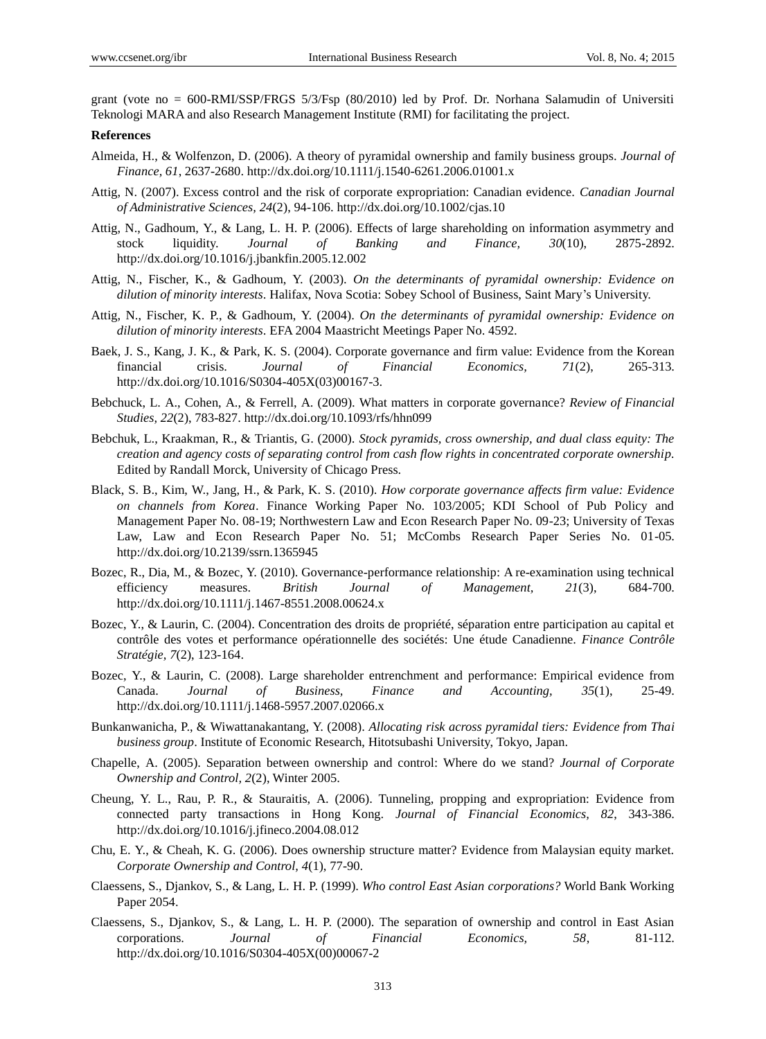grant (vote no = 600-RMI/SSP/FRGS 5/3/Fsp (80/2010) led by Prof. Dr. Norhana Salamudin of Universiti Teknologi MARA and also Research Management Institute (RMI) for facilitating the project.

**References**

Almeida, H., & Wolfenzon, D. (2006). A theory of pyramidal ownership and family business groups. *Journal of Finance, 61*, 2637-2680. http://dx.doi.org/10.1111/j.1540-6261.2006.01001.x

Attig, N. (2007). Excess control and the risk of corporate expropriation: Canadian evidence. *Canadian Journal of Administrative Sciences, 24*(2), 94-106. http://dx.doi.org/10.1002/cjas.10

Attig, N., Gadhoum, Y., & Lang, L. H. P. (2006). Effects of large shareholding on information asymmetry and stock liquidity. *Journal of Banking and Finance, 30*(10), 2875-2892. http://dx.doi.org/10.1016/j.jbankfin.2005.12.002

Attig, N., Fischer, K., & Gadhoum, Y. (2003). *On the determinants of pyramidal ownership: Evidence on dilution of minority interests*. Halifax, Nova Scotia: Sobey School of Business, Saint Mary's University.

Attig, N., Fischer, K. P., & Gadhoum, Y. (2004). *On the determinants of pyramidal ownership: Evidence on dilution of minority interests*. EFA 2004 Maastricht Meetings Paper No. 4592.

Baek, J. S., Kang, J. K., & Park, K. S. (2004). Corporate governance and firm value: Evidence from the Korean financial crisis. *Journal of Financial Economics, 71*(2), 265-313. http://dx.doi.org/10.1016/S0304-405X(03)00167-3.

Bebchuck, L. A., Cohen, A., & Ferrell, A. (2009). What matters in corporate governance? *Review of Financial Studies, 22*(2), 783-827. http://dx.doi.org/10.1093/rfs/hhn099

Bebchuk, L., Kraakman, R., & Triantis, G. (2000). *Stock pyramids, cross ownership, and dual class equity: The creation and agency costs of separating control from cash flow rights in concentrated corporate ownership*. Edited by Randall Morck, University of Chicago Press.

Black, S. B., Kim, W., Jang, H., & Park, K. S. (2010). *How corporate governance affects firm value: Evidence on channels from Korea*. Finance Working Paper No. 103/2005; KDI School of Pub Policy and Management Paper No. 08-19; Northwestern Law and Econ Research Paper No. 09-23; University of Texas Law, Law and Econ Research Paper No. 51; McCombs Research Paper Series No. 01-05. http://dx.doi.org/10.2139/ssrn.1365945

Bozec, R., Dia, M., & Bozec, Y. (2010). Governance-performance relationship: A re-examination using technical efficiency measures. *British Journal of Management, 21*(3), 684-700. http://dx.doi.org/10.1111/j.1467-8551.2008.00624.x

Bozec, Y., & Laurin, C. (2004). Concentration des droits de propriété, séparation entre participation au capital et contrôle des votes et performance opérationnelle des sociétés: Une étude Canadienne. *Finance Contrôle Stratégie, 7*(2), 123-164.

Bozec, Y., & Laurin, C. (2008). Large shareholder entrenchment and performance: Empirical evidence from Canada. *Journal of Business, Finance and Accounting, 35*(1), 25-49. http://dx.doi.org/10.1111/j.1468-5957.2007.02066.x

Bunkanwanicha, P., & Wiwattanakantang, Y. (2008). *Allocating risk across pyramidal tiers: Evidence from Thai business group*. Institute of Economic Research, Hitotsubashi University, Tokyo, Japan.

Chapelle, A. (2005). Separation between ownership and control: Where do we stand? *Journal of Corporate Ownership and Control, 2*(2), Winter 2005.

Cheung, Y. L., Rau, P. R., & Stauraitis, A. (2006). Tunneling, propping and expropriation: Evidence from connected party transactions in Hong Kong. *Journal of Financial Economics, 82*, 343-386. http://dx.doi.org/10.1016/j.jfineco.2004.08.012

Chu, E. Y., & Cheah, K. G. (2006). Does ownership structure matter? Evidence from Malaysian equity market. *Corporate Ownership and Control, 4*(1), 77-90.

Claessens, S., Djankov, S., & Lang, L. H. P. (1999). *Who control East Asian corporations?* World Bank Working Paper 2054.

Claessens, S., Djankov, S., & Lang, L. H. P. (2000). The separation of ownership and control in East Asian corporations. *Journal of Financial Economics, 58*, 81-112. http://dx.doi.org/10.1016/S0304-405X(00)00067-2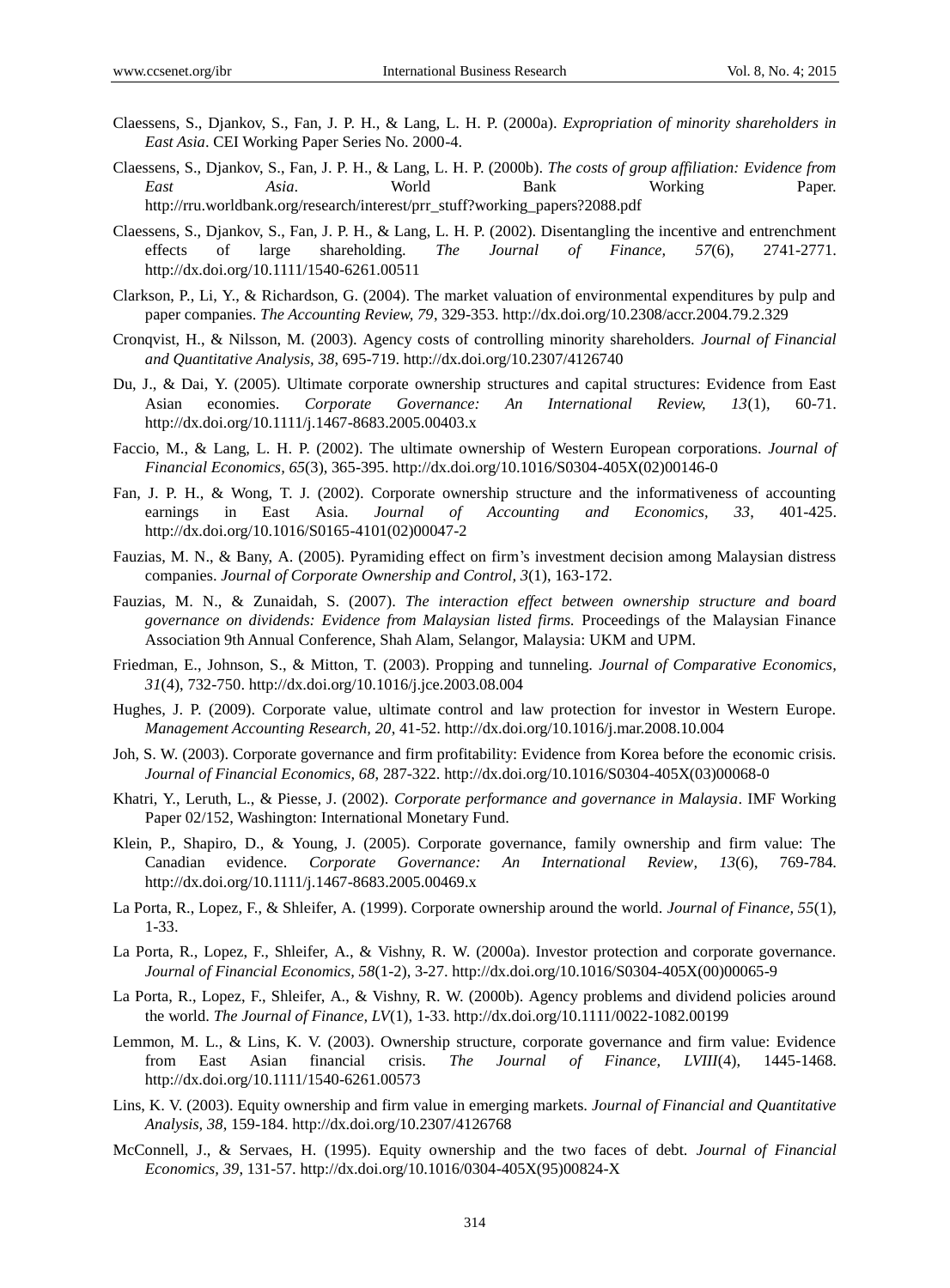Claessens, S., Djankov, S., Fan, J. P. H., & Lang, L. H. P. (2000a). *Expropriation of minority shareholders in East Asia*. CEI Working Paper Series No. 2000-4.

Claessens, S., Djankov, S., Fan, J. P. H., & Lang, L. H. P. (2000b). *The costs of group affiliation: Evidence from East Asia*. World Bank Working Paper. http://rru.worldbank.org/research/interest/prr_stuff?working_papers?2088.pdf

Claessens, S., Djankov, S., Fan, J. P. H., & Lang, L. H. P. (2002). Disentangling the incentive and entrenchment effects of large shareholding. *The Journal of Finance, 57*(6), 2741-2771. http://dx.doi.org/10.1111/1540-6261.00511

Clarkson, P., Li, Y., & Richardson, G. (2004). The market valuation of environmental expenditures by pulp and paper companies. *The Accounting Review, 79*, 329-353. http://dx.doi.org/10.2308/accr.2004.79.2.329

Cronqvist, H., & Nilsson, M. (2003). Agency costs of controlling minority shareholders. *Journal of Financial and Quantitative Analysis, 38*, 695-719. http://dx.doi.org/10.2307/4126740

Du, J., & Dai, Y. (2005). Ultimate corporate ownership structures and capital structures: Evidence from East Asian economies. *Corporate Governance: An International Review, 13*(1), 60-71. http://dx.doi.org/10.1111/j.1467-8683.2005.00403.x

Faccio, M., & Lang, L. H. P. (2002). The ultimate ownership of Western European corporations. *Journal of Financial Economics, 65*(3), 365-395. http://dx.doi.org/10.1016/S0304-405X(02)00146-0

Fan, J. P. H., & Wong, T. J. (2002). Corporate ownership structure and the informativeness of accounting earnings in East Asia. *Journal of Accounting and Economics, 33*, 401-425. http://dx.doi.org/10.1016/S0165-4101(02)00047-2

Fauzias, M. N., & Bany, A. (2005). Pyramiding effect on firm's investment decision among Malaysian distress companies. *Journal of Corporate Ownership and Control, 3*(1), 163-172.

Fauzias, M. N., & Zunaidah, S. (2007). *The interaction effect between ownership structure and board governance on dividends: Evidence from Malaysian listed firms.* Proceedings of the Malaysian Finance Association 9th Annual Conference, Shah Alam, Selangor, Malaysia: UKM and UPM.

Friedman, E., Johnson, S., & Mitton, T. (2003). Propping and tunneling. *Journal of Comparative Economics, 31*(4), 732-750. http://dx.doi.org/10.1016/j.jce.2003.08.004

Hughes, J. P. (2009). Corporate value, ultimate control and law protection for investor in Western Europe. *Management Accounting Research, 20*, 41-52. http://dx.doi.org/10.1016/j.mar.2008.10.004

Joh, S. W. (2003). Corporate governance and firm profitability: Evidence from Korea before the economic crisis. *Journal of Financial Economics, 68*, 287-322. http://dx.doi.org/10.1016/S0304-405X(03)00068-0

Khatri, Y., Leruth, L., & Piesse, J. (2002). *Corporate performance and governance in Malaysia*. IMF Working Paper 02/152, Washington: International Monetary Fund.

Klein, P., Shapiro, D., & Young, J. (2005). Corporate governance, family ownership and firm value: The Canadian evidence. *Corporate Governance: An International Review, 13*(6), 769-784. http://dx.doi.org/10.1111/j.1467-8683.2005.00469.x

La Porta, R., Lopez, F., & Shleifer, A. (1999). Corporate ownership around the world. *Journal of Finance, 55*(1), 1-33.

La Porta, R., Lopez, F., Shleifer, A., & Vishny, R. W. (2000a). Investor protection and corporate governance. *Journal of Financial Economics, 58*(1-2), 3-27. http://dx.doi.org/10.1016/S0304-405X(00)00065-9

La Porta, R., Lopez, F., Shleifer, A., & Vishny, R. W. (2000b). Agency problems and dividend policies around the world. *The Journal of Finance, LV*(1), 1-33. http://dx.doi.org/10.1111/0022-1082.00199

Lemmon, M. L., & Lins, K. V. (2003). Ownership structure, corporate governance and firm value: Evidence from East Asian financial crisis. *The Journal of Finance, LVIII*(4), 1445-1468. http://dx.doi.org/10.1111/1540-6261.00573

Lins, K. V. (2003). Equity ownership and firm value in emerging markets. *Journal of Financial and Quantitative Analysis, 38*, 159-184. http://dx.doi.org/10.2307/4126768

McConnell, J., & Servaes, H. (1995). Equity ownership and the two faces of debt. *Journal of Financial Economics, 39*, 131-57. http://dx.doi.org/10.1016/0304-405X(95)00824-X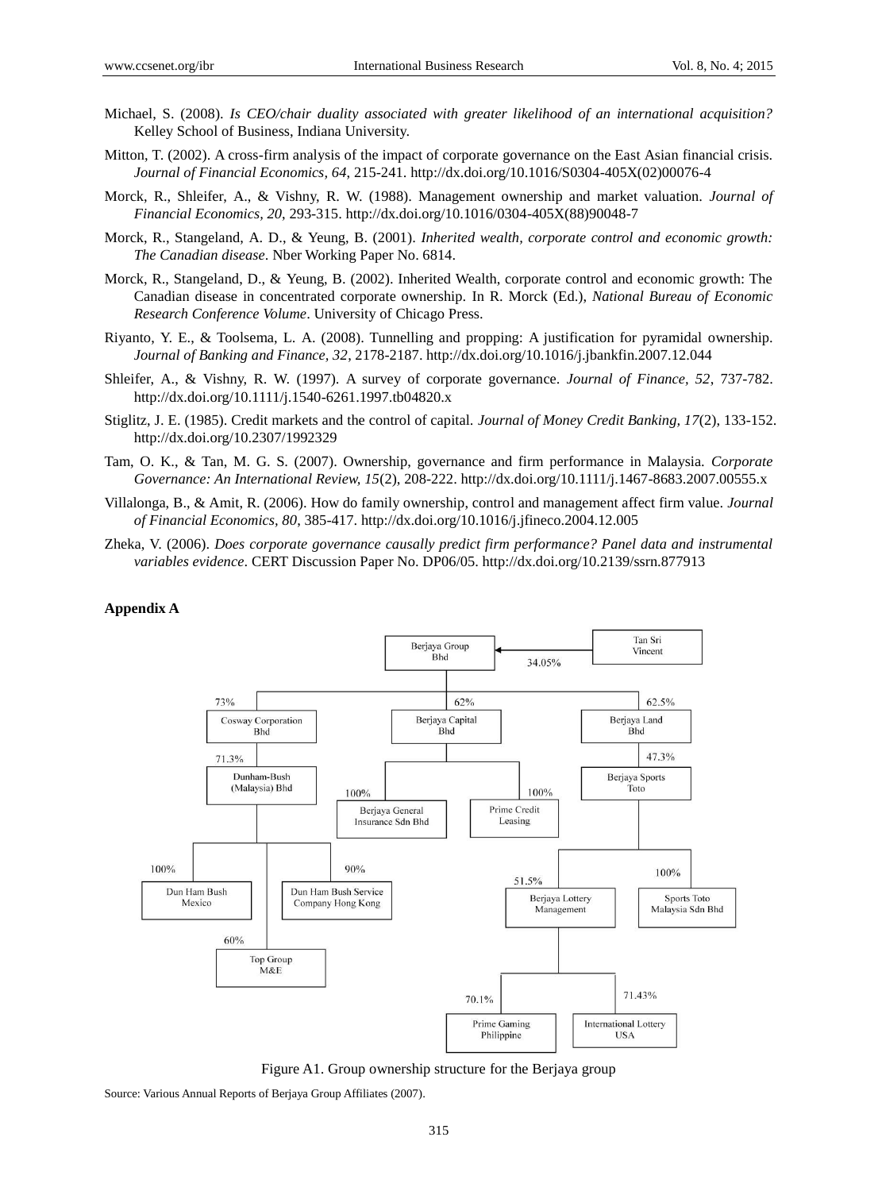Michael, S. (2008). *Is CEO/chair duality associated with greater likelihood of an international acquisition?* Kelley School of Business, Indiana University.

Mitton, T. (2002). A cross-firm analysis of the impact of corporate governance on the East Asian financial crisis. *Journal of Financial Economics, 64*, 215-241. http://dx.doi.org/10.1016/S0304-405X(02)00076-4

Morck, R., Shleifer, A., & Vishny, R. W. (1988). Management ownership and market valuation. *Journal of Financial Economics, 20*, 293-315. http://dx.doi.org/10.1016/0304-405X(88)90048-7

Morck, R., Stangeland, A. D., & Yeung, B. (2001). *Inherited wealth, corporate control and economic growth: The Canadian disease*. Nber Working Paper No. 6814.

Morck, R., Stangeland, D., & Yeung, B. (2002). Inherited Wealth, corporate control and economic growth: The Canadian disease in concentrated corporate ownership. In R. Morck (Ed.), *National Bureau of Economic Research Conference Volume*. University of Chicago Press.

Riyanto, Y. E., & Toolsema, L. A. (2008). Tunnelling and propping: A justification for pyramidal ownership. *Journal of Banking and Finance, 32*, 2178-2187. http://dx.doi.org/10.1016/j.jbankfin.2007.12.044

Shleifer, A., & Vishny, R. W. (1997). A survey of corporate governance. *Journal of Finance, 52*, 737-782. http://dx.doi.org/10.1111/j.1540-6261.1997.tb04820.x

Stiglitz, J. E. (1985). Credit markets and the control of capital. *Journal of Money Credit Banking, 17*(2), 133-152. http://dx.doi.org/10.2307/1992329

Tam, O. K., & Tan, M. G. S. (2007). Ownership, governance and firm performance in Malaysia. *Corporate Governance: An International Review, 15*(2), 208-222. http://dx.doi.org/10.1111/j.1467-8683.2007.00555.x

Villalonga, B., & Amit, R. (2006). How do family ownership, control and management affect firm value. *Journal of Financial Economics, 80*, 385-417. http://dx.doi.org/10.1016/j.jfineco.2004.12.005

Zheka, V. (2006). *Does corporate governance causally predict firm performance? Panel data and instrumental variables evidence*. CERT Discussion Paper No. DP06/05. http://dx.doi.org/10.2139/ssrn.877913

**Appendix A**

Tan Sri Vincent → 34.05% → Berjaya Group Bhd

- Berjaya Group Bhd
  - 73% Cosway Corporation Bhd
    - 71.3% Dunham-Bush (Malaysia) Bhd
      - 100% Dun Ham Bush Mexico
      - 90% Dun Ham Bush Service Company Hong Kong
      - 60% Top Group M&E
  - 62% Berjaya Capital Bhd
    - 100% Berjaya General Insurance Sdn Bhd
    - 100% Prime Credit Leasing
  - 62.5% Berjaya Land Bhd
    - 47.3% Berjaya Sports Toto
      - 51.5% Berjaya Lottery Management
        - 70.1% Prime Gaming Philippine
        - 71.43% International Lottery USA
      - 100% Sports Toto Malaysia Sdn Bhd

Figure A1. Group ownership structure for the Berjaya group

Source: Various Annual Reports of Berjaya Group Affiliates (2007).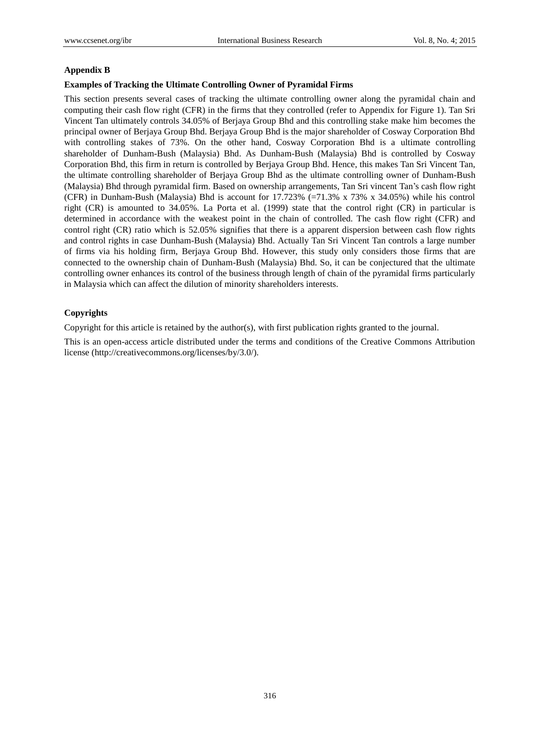### Appendix B

#### Examples of Tracking the Ultimate Controlling Owner of Pyramidal Firms

This section presents several cases of tracking the ultimate controlling owner along the pyramidal chain and computing their cash flow right (CFR) in the firms that they controlled (refer to Appendix for Figure 1). Tan Sri Vincent Tan ultimately controls 34.05% of Berjaya Group Bhd and this controlling stake make him becomes the principal owner of Berjaya Group Bhd. Berjaya Group Bhd is the major shareholder of Cosway Corporation Bhd with controlling stakes of 73%. On the other hand, Cosway Corporation Bhd is a ultimate controlling shareholder of Dunham-Bush (Malaysia) Bhd. As Dunham-Bush (Malaysia) Bhd is controlled by Cosway Corporation Bhd, this firm in return is controlled by Berjaya Group Bhd. Hence, this makes Tan Sri Vincent Tan, the ultimate controlling shareholder of Berjaya Group Bhd as the ultimate controlling owner of Dunham-Bush (Malaysia) Bhd through pyramidal firm. Based on ownership arrangements, Tan Sri vincent Tan's cash flow right (CFR) in Dunham-Bush (Malaysia) Bhd is account for 17.723% (=71.3% x 73% x 34.05%) while his control right (CR) is amounted to 34.05%. La Porta et al. (1999) state that the control right (CR) in particular is determined in accordance with the weakest point in the chain of controlled. The cash flow right (CFR) and control right (CR) ratio which is 52.05% signifies that there is a apparent dispersion between cash flow rights and control rights in case Dunham-Bush (Malaysia) Bhd. Actually Tan Sri Vincent Tan controls a large number of firms via his holding firm, Berjaya Group Bhd. However, this study only considers those firms that are connected to the ownership chain of Dunham-Bush (Malaysia) Bhd. So, it can be conjectured that the ultimate controlling owner enhances its control of the business through length of chain of the pyramidal firms particularly in Malaysia which can affect the dilution of minority shareholders interests.

### Copyrights

Copyright for this article is retained by the author(s), with first publication rights granted to the journal.

This is an open-access article distributed under the terms and conditions of the Creative Commons Attribution license (http://creativecommons.org/licenses/by/3.0/).